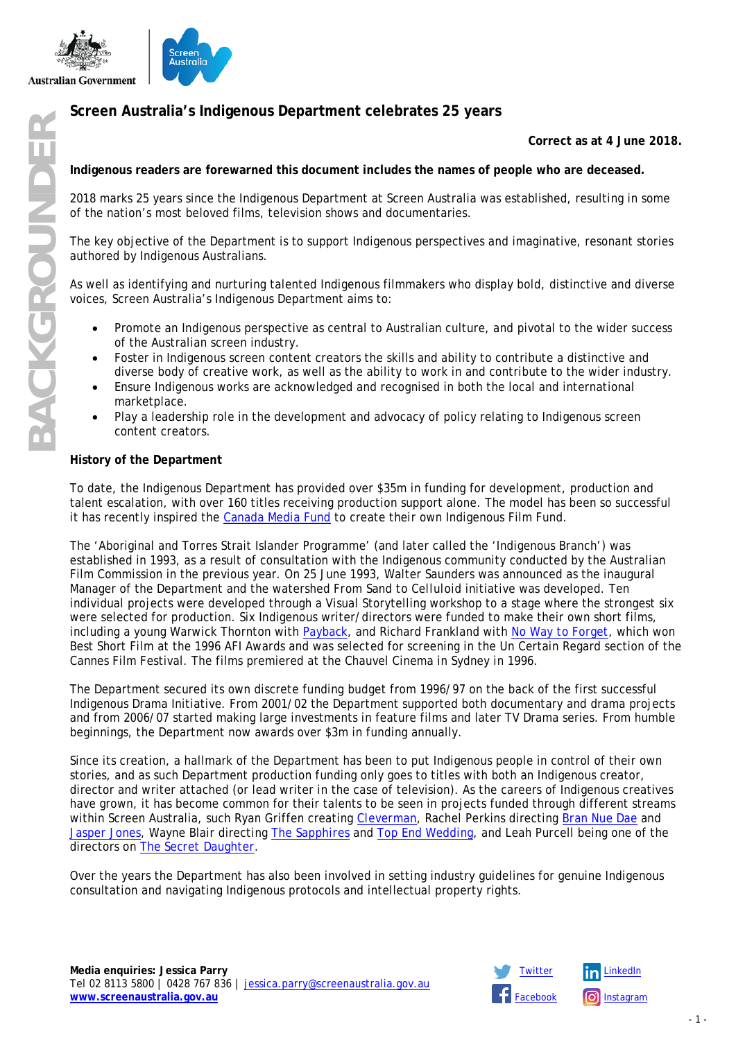# Screen Australia's Indigenous Department celebrates 25 years

**Correct as at 4 June 2018.**

**Indigenous readers are forewarned this document includes the names of people who are deceased.**

2018 marks 25 years since the Indigenous Department at Screen Australia was established, resulting in some of the nation's most beloved films, television shows and documentaries.

The key objective of the Department is to support Indigenous perspectives and imaginative, resonant stories authored by Indigenous Australians.

As well as identifying and nurturing talented Indigenous filmmakers who display bold, distinctive and diverse voices, Screen Australia's Indigenous Department aims to:

- Promote an Indigenous perspective as central to Australian culture, and pivotal to the wider success of the Australian screen industry.
- Foster in Indigenous screen content creators the skills and ability to contribute a distinctive and diverse body of creative work, as well as the ability to work in and contribute to the wider industry.
- Ensure Indigenous works are acknowledged and recognised in both the local and international marketplace.
- Play a leadership role in the development and advocacy of policy relating to Indigenous screen content creators.

**History of the Department**

To date, the Indigenous Department has provided over $35m in funding for development, production and talent escalation, with over 160 titles receiving production support alone. The model has been so successful it has recently inspired the Canada Media Fund to create their own Indigenous Film Fund.

The 'Aboriginal and Torres Strait Islander Programme' (and later called the 'Indigenous Branch') was established in 1993, as a result of consultation with the Indigenous community conducted by the Australian Film Commission in the previous year. On 25 June 1993, Walter Saunders was announced as the inaugural Manager of the Department and the watershed From Sand to Celluloid initiative was developed. Ten individual projects were developed through a Visual Storytelling workshop to a stage where the strongest six were selected for production. Six Indigenous writer/directors were funded to make their own short films, including a young Warwick Thornton with Payback, and Richard Frankland with No Way to Forget, which won Best Short Film at the 1996 AFI Awards and was selected for screening in the Un Certain Regard section of the Cannes Film Festival. The films premiered at the Chauvel Cinema in Sydney in 1996.

The Department secured its own discrete funding budget from 1996/97 on the back of the first successful Indigenous Drama Initiative. From 2001/02 the Department supported both documentary and drama projects and from 2006/07 started making large investments in feature films and later TV Drama series. From humble beginnings, the Department now awards over $3m in funding annually.

Since its creation, a hallmark of the Department has been to put Indigenous people in control of their own stories, and as such Department production funding only goes to titles with both an Indigenous creator, director and writer attached (or lead writer in the case of television). As the careers of Indigenous creatives have grown, it has become common for their talents to be seen in projects funded through different streams within Screen Australia, such Ryan Griffen creating Cleverman, Rachel Perkins directing Bran Nue Dae and Jasper Jones, Wayne Blair directing The Sapphires and Top End Wedding, and Leah Purcell being one of the directors on The Secret Daughter.

Over the years the Department has also been involved in setting industry guidelines for genuine Indigenous consultation and navigating Indigenous protocols and intellectual property rights.

**Media enquiries: Jessica Parry**
Tel 02 8113 5800 | 0428 767 836 | jessica.parry@screenaustralia.gov.au
**www.screenaustralia.gov.au**

Twitter LinkedIn Facebook Instagram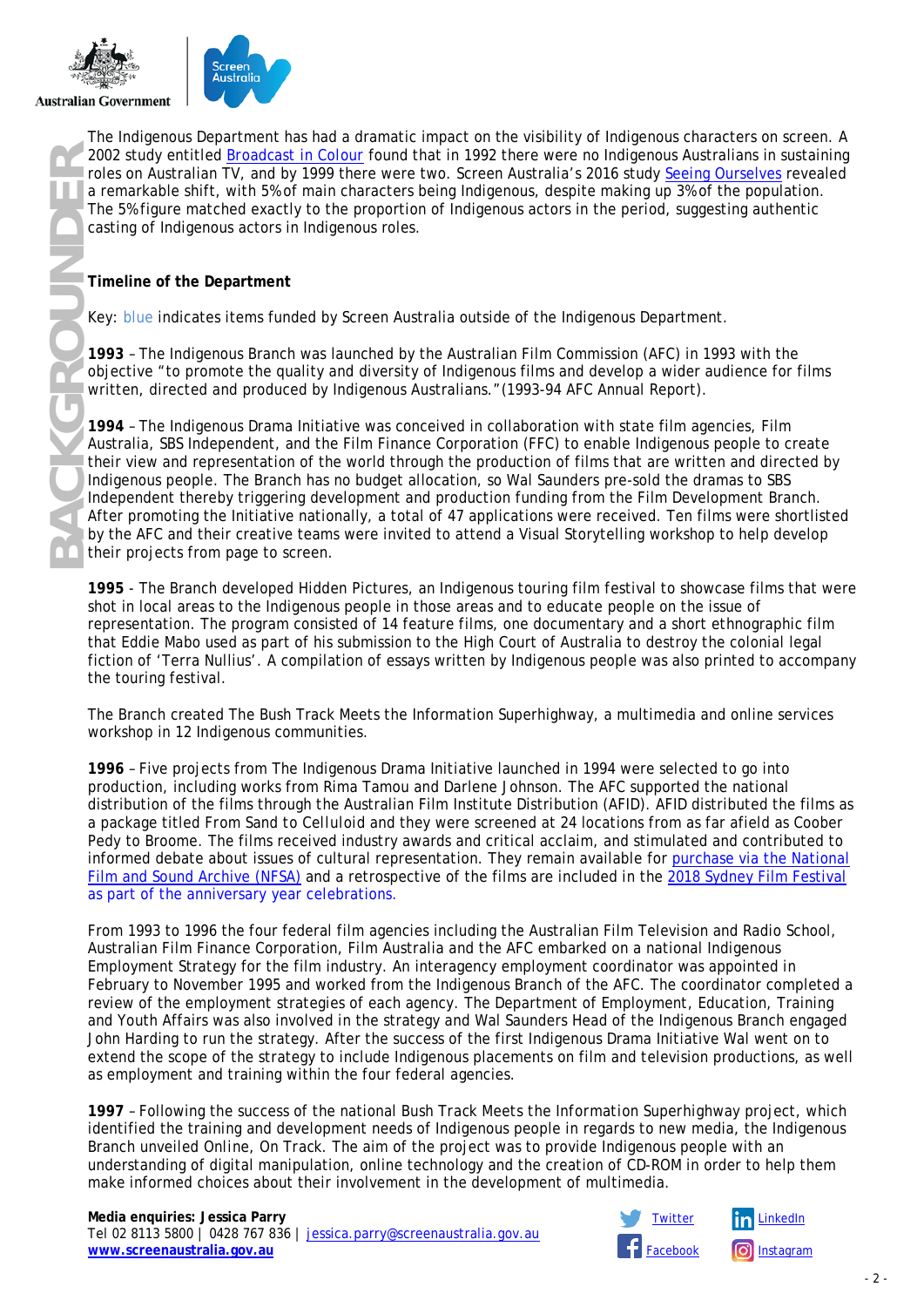The Indigenous Department has had a dramatic impact on the visibility of Indigenous characters on screen. A 2002 study entitled [Broadcast in Colour](#) found that in 1992 there were no Indigenous Australians in sustaining roles on Australian TV, and by 1999 there were two. Screen Australia's 2016 study [Seeing Ourselves](#) revealed a remarkable shift, with 5% of main characters being Indigenous, despite making up 3% of the population. The 5% figure matched exactly to the proportion of Indigenous actors in the period, suggesting authentic casting of Indigenous actors in Indigenous roles.

**Timeline of the Department**

Key: blue indicates items funded by Screen Australia outside of the Indigenous Department.

**1993** – The Indigenous Branch was launched by the Australian Film Commission (AFC) in 1993 with the objective "to promote the quality and diversity of Indigenous films and develop a wider audience for films written, directed and produced by Indigenous Australians."(1993-94 AFC Annual Report).

**1994** – The Indigenous Drama Initiative was conceived in collaboration with state film agencies, Film Australia, SBS Independent, and the Film Finance Corporation (FFC) to enable Indigenous people to create their view and representation of the world through the production of films that are written and directed by Indigenous people. The Branch has no budget allocation, so Wal Saunders pre-sold the dramas to SBS Independent thereby triggering development and production funding from the Film Development Branch. After promoting the Initiative nationally, a total of 47 applications were received. Ten films were shortlisted by the AFC and their creative teams were invited to attend a Visual Storytelling workshop to help develop their projects from page to screen.

**1995** - The Branch developed Hidden Pictures, an Indigenous touring film festival to showcase films that were shot in local areas to the Indigenous people in those areas and to educate people on the issue of representation. The program consisted of 14 feature films, one documentary and a short ethnographic film that Eddie Mabo used as part of his submission to the High Court of Australia to destroy the colonial legal fiction of 'Terra Nullius'. A compilation of essays written by Indigenous people was also printed to accompany the touring festival.

The Branch created The Bush Track Meets the Information Superhighway, a multimedia and online services workshop in 12 Indigenous communities.

**1996** – Five projects from The Indigenous Drama Initiative launched in 1994 were selected to go into production, including works from Rima Tamou and Darlene Johnson. The AFC supported the national distribution of the films through the Australian Film Institute Distribution (AFID). AFID distributed the films as a package titled From Sand to Celluloid and they were screened at 24 locations from as far afield as Coober Pedy to Broome. The films received industry awards and critical acclaim, and stimulated and contributed to informed debate about issues of cultural representation. They remain available for [purchase via the National Film and Sound Archive (NFSA)](#) and a retrospective of the films are included in the [2018 Sydney Film Festival](#) as part of the anniversary year celebrations.

From 1993 to 1996 the four federal film agencies including the Australian Film Television and Radio School, Australian Film Finance Corporation, Film Australia and the AFC embarked on a national Indigenous Employment Strategy for the film industry. An interagency employment coordinator was appointed in February to November 1995 and worked from the Indigenous Branch of the AFC. The coordinator completed a review of the employment strategies of each agency. The Department of Employment, Education, Training and Youth Affairs was also involved in the strategy and Wal Saunders Head of the Indigenous Branch engaged John Harding to run the strategy. After the success of the first Indigenous Drama Initiative Wal went on to extend the scope of the strategy to include Indigenous placements on film and television productions, as well as employment and training within the four federal agencies.

**1997** – Following the success of the national Bush Track Meets the Information Superhighway project, which identified the training and development needs of Indigenous people in regards to new media, the Indigenous Branch unveiled Online, On Track. The aim of the project was to provide Indigenous people with an understanding of digital manipulation, online technology and the creation of CD-ROM in order to help them make informed choices about their involvement in the development of multimedia.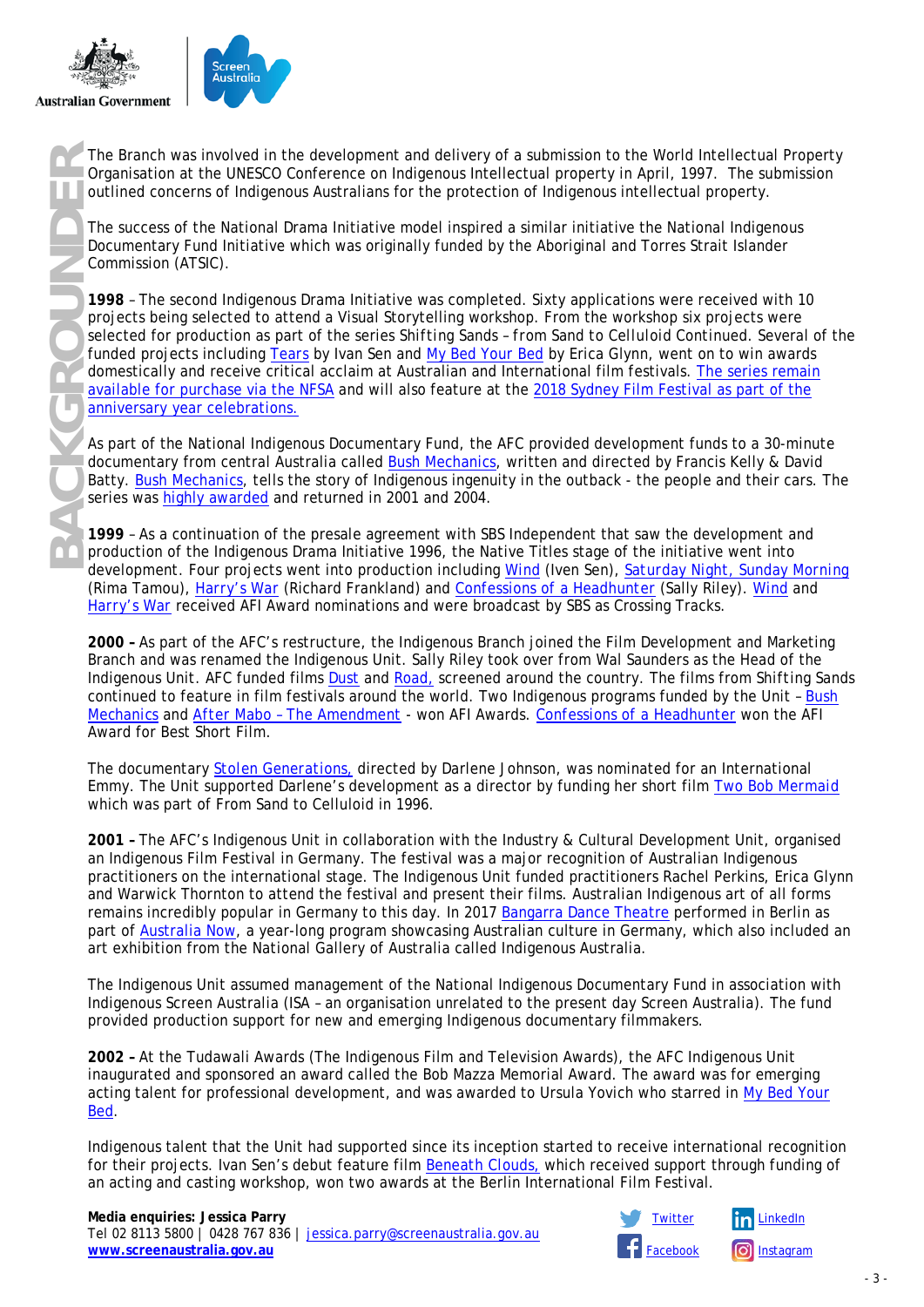The Branch was involved in the development and delivery of a submission to the World Intellectual Property Organisation at the UNESCO Conference on Indigenous Intellectual property in April, 1997. The submission outlined concerns of Indigenous Australians for the protection of Indigenous intellectual property.

The success of the National Drama Initiative model inspired a similar initiative the National Indigenous Documentary Fund Initiative which was originally funded by the Aboriginal and Torres Strait Islander Commission (ATSIC).

**1998** – The second Indigenous Drama Initiative was completed. Sixty applications were received with 10 projects being selected to attend a Visual Storytelling workshop. From the workshop six projects were selected for production as part of the series Shifting Sands – from Sand to Celluloid Continued. Several of the funded projects including Tears by Ivan Sen and My Bed Your Bed by Erica Glynn, went on to win awards domestically and receive critical acclaim at Australian and International film festivals. The series remain available for purchase via the NFSA and will also feature at the 2018 Sydney Film Festival as part of the anniversary year celebrations.

As part of the National Indigenous Documentary Fund, the AFC provided development funds to a 30-minute documentary from central Australia called Bush Mechanics, written and directed by Francis Kelly & David Batty. Bush Mechanics, tells the story of Indigenous ingenuity in the outback - the people and their cars. The series was highly awarded and returned in 2001 and 2004.

**1999** – As a continuation of the presale agreement with SBS Independent that saw the development and production of the Indigenous Drama Initiative 1996, the Native Titles stage of the initiative went into development. Four projects went into production including Wind (Iven Sen), Saturday Night, Sunday Morning (Rima Tamou), Harry's War (Richard Frankland) and Confessions of a Headhunter (Sally Riley). Wind and Harry's War received AFI Award nominations and were broadcast by SBS as Crossing Tracks.

**2000 –** As part of the AFC's restructure, the Indigenous Branch joined the Film Development and Marketing Branch and was renamed the Indigenous Unit. Sally Riley took over from Wal Saunders as the Head of the Indigenous Unit. AFC funded films Dust and Road, screened around the country. The films from Shifting Sands continued to feature in film festivals around the world. Two Indigenous programs funded by the Unit – Bush Mechanics and After Mabo – The Amendment - won AFI Awards. Confessions of a Headhunter won the AFI Award for Best Short Film.

The documentary Stolen Generations, directed by Darlene Johnson, was nominated for an International Emmy. The Unit supported Darlene's development as a director by funding her short film Two Bob Mermaid which was part of From Sand to Celluloid in 1996.

**2001 –** The AFC's Indigenous Unit in collaboration with the Industry & Cultural Development Unit, organised an Indigenous Film Festival in Germany. The festival was a major recognition of Australian Indigenous practitioners on the international stage. The Indigenous Unit funded practitioners Rachel Perkins, Erica Glynn and Warwick Thornton to attend the festival and present their films. Australian Indigenous art of all forms remains incredibly popular in Germany to this day. In 2017 Bangarra Dance Theatre performed in Berlin as part of Australia Now, a year-long program showcasing Australian culture in Germany, which also included an art exhibition from the National Gallery of Australia called Indigenous Australia.

The Indigenous Unit assumed management of the National Indigenous Documentary Fund in association with Indigenous Screen Australia (ISA – an organisation unrelated to the present day Screen Australia). The fund provided production support for new and emerging Indigenous documentary filmmakers.

**2002 –** At the Tudawali Awards (The Indigenous Film and Television Awards), the AFC Indigenous Unit inaugurated and sponsored an award called the Bob Mazza Memorial Award. The award was for emerging acting talent for professional development, and was awarded to Ursula Yovich who starred in My Bed Your Bed.

Indigenous talent that the Unit had supported since its inception started to receive international recognition for their projects. Ivan Sen's debut feature film Beneath Clouds, which received support through funding of an acting and casting workshop, won two awards at the Berlin International Film Festival.

**Media enquiries: Jessica Parry**
Tel 02 8113 5800 | 0428 767 836 | jessica.parry@screenaustralia.gov.au
**www.screenaustralia.gov.au**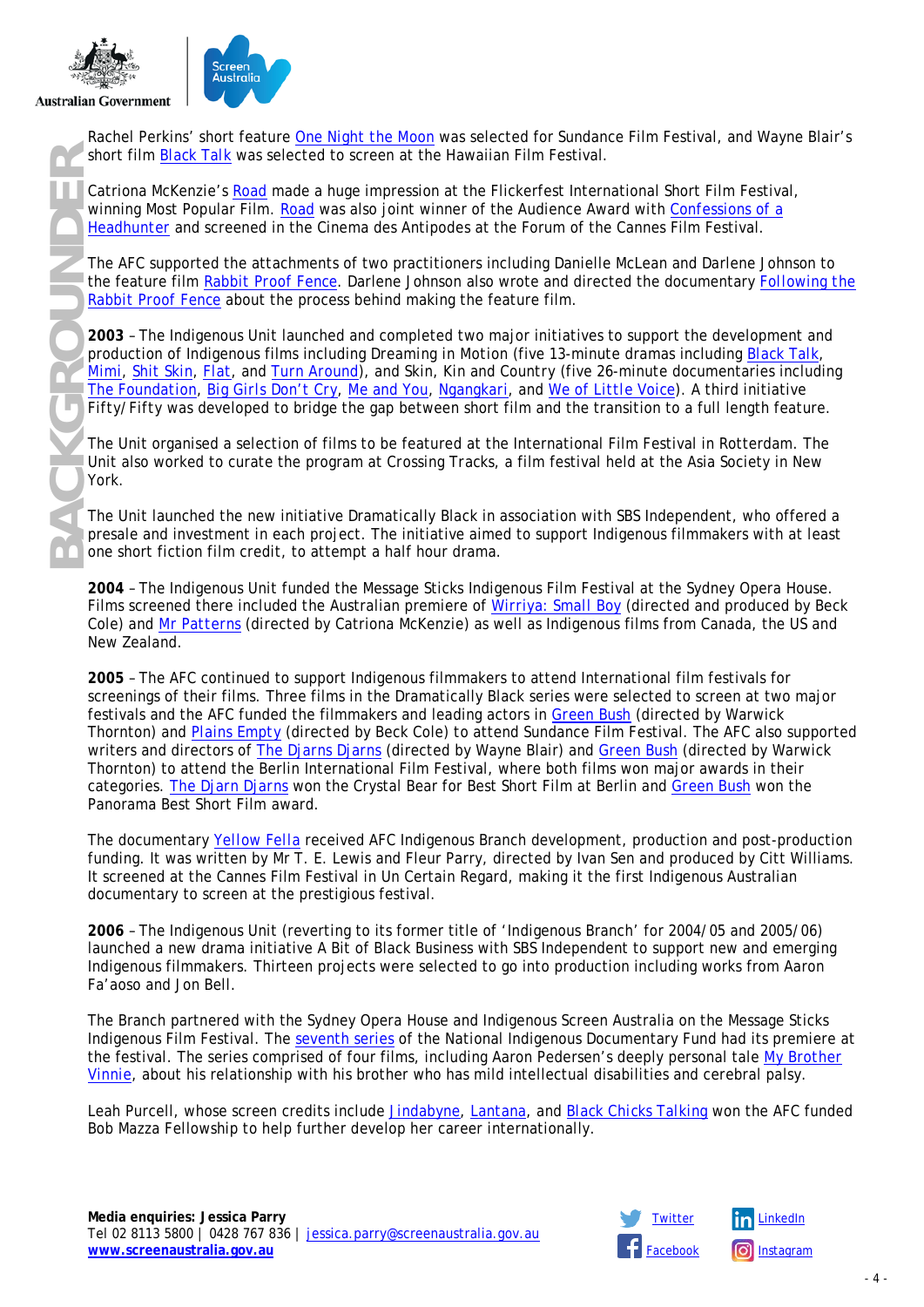Rachel Perkins' short feature One Night the Moon was selected for Sundance Film Festival, and Wayne Blair's short film Black Talk was selected to screen at the Hawaiian Film Festival.

Catriona McKenzie's Road made a huge impression at the Flickerfest International Short Film Festival, winning Most Popular Film. Road was also joint winner of the Audience Award with Confessions of a Headhunter and screened in the Cinema des Antipodes at the Forum of the Cannes Film Festival.

The AFC supported the attachments of two practitioners including Danielle McLean and Darlene Johnson to the feature film Rabbit Proof Fence. Darlene Johnson also wrote and directed the documentary Following the Rabbit Proof Fence about the process behind making the feature film.

**2003** – The Indigenous Unit launched and completed two major initiatives to support the development and production of Indigenous films including Dreaming in Motion (five 13-minute dramas including Black Talk, Mimi, Shit Skin, Flat, and Turn Around), and Skin, Kin and Country (five 26-minute documentaries including The Foundation, Big Girls Don't Cry, Me and You, Ngangkari, and We of Little Voice). A third initiative Fifty/Fifty was developed to bridge the gap between short film and the transition to a full length feature.

The Unit organised a selection of films to be featured at the International Film Festival in Rotterdam. The Unit also worked to curate the program at Crossing Tracks, a film festival held at the Asia Society in New York.

The Unit launched the new initiative Dramatically Black in association with SBS Independent, who offered a presale and investment in each project. The initiative aimed to support Indigenous filmmakers with at least one short fiction film credit, to attempt a half hour drama.

**2004** – The Indigenous Unit funded the Message Sticks Indigenous Film Festival at the Sydney Opera House. Films screened there included the Australian premiere of Wirriya: Small Boy (directed and produced by Beck Cole) and Mr Patterns (directed by Catriona McKenzie) as well as Indigenous films from Canada, the US and New Zealand.

**2005** – The AFC continued to support Indigenous filmmakers to attend International film festivals for screenings of their films. Three films in the Dramatically Black series were selected to screen at two major festivals and the AFC funded the filmmakers and leading actors in Green Bush (directed by Warwick Thornton) and Plains Empty (directed by Beck Cole) to attend Sundance Film Festival. The AFC also supported writers and directors of The Djarns Djarns (directed by Wayne Blair) and Green Bush (directed by Warwick Thornton) to attend the Berlin International Film Festival, where both films won major awards in their categories. The Djarn Djarns won the Crystal Bear for Best Short Film at Berlin and Green Bush won the Panorama Best Short Film award.

The documentary Yellow Fella received AFC Indigenous Branch development, production and post-production funding. It was written by Mr T. E. Lewis and Fleur Parry, directed by Ivan Sen and produced by Citt Williams. It screened at the Cannes Film Festival in Un Certain Regard, making it the first Indigenous Australian documentary to screen at the prestigious festival.

**2006** – The Indigenous Unit (reverting to its former title of 'Indigenous Branch' for 2004/05 and 2005/06) launched a new drama initiative A Bit of Black Business with SBS Independent to support new and emerging Indigenous filmmakers. Thirteen projects were selected to go into production including works from Aaron Fa'aoso and Jon Bell.

The Branch partnered with the Sydney Opera House and Indigenous Screen Australia on the Message Sticks Indigenous Film Festival. The seventh series of the National Indigenous Documentary Fund had its premiere at the festival. The series comprised of four films, including Aaron Pedersen's deeply personal tale My Brother Vinnie, about his relationship with his brother who has mild intellectual disabilities and cerebral palsy.

Leah Purcell, whose screen credits include Jindabyne, Lantana, and Black Chicks Talking won the AFC funded Bob Mazza Fellowship to help further develop her career internationally.

**Media enquiries: Jessica Parry**
Tel 02 8113 5800 | 0428 767 836 | jessica.parry@screenaustralia.gov.au
**www.screenaustralia.gov.au**

Twitter | LinkedIn | Facebook | Instagram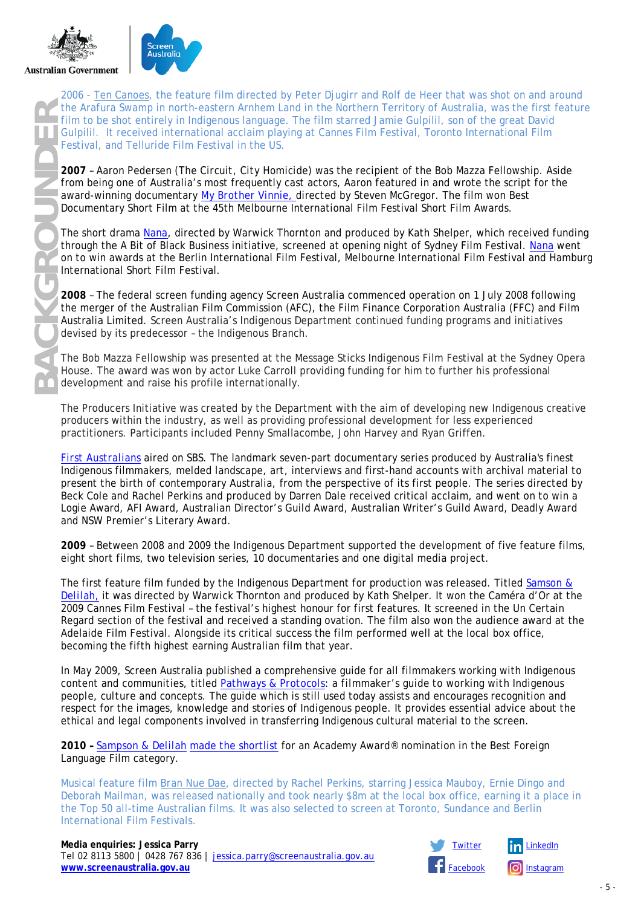2006 - Ten Canoes, the feature film directed by Peter Djugirr and Rolf de Heer that was shot on and around the Arafura Swamp in north-eastern Arnhem Land in the Northern Territory of Australia, was the first feature film to be shot entirely in Indigenous language. The film starred Jamie Gulpilil, son of the great David Gulpilil. It received international acclaim playing at Cannes Film Festival, Toronto International Film Festival, and Telluride Film Festival in the US.

**2007** – Aaron Pedersen (The Circuit, City Homicide) was the recipient of the Bob Mazza Fellowship. Aside from being one of Australia's most frequently cast actors, Aaron featured in and wrote the script for the award-winning documentary My Brother Vinnie, directed by Steven McGregor. The film won Best Documentary Short Film at the 45th Melbourne International Film Festival Short Film Awards.

The short drama Nana, directed by Warwick Thornton and produced by Kath Shelper, which received funding through the A Bit of Black Business initiative, screened at opening night of Sydney Film Festival. Nana went on to win awards at the Berlin International Film Festival, Melbourne International Film Festival and Hamburg International Short Film Festival.

**2008** – The federal screen funding agency Screen Australia commenced operation on 1 July 2008 following the merger of the Australian Film Commission (AFC), the Film Finance Corporation Australia (FFC) and Film Australia Limited. Screen Australia's Indigenous Department continued funding programs and initiatives devised by its predecessor – the Indigenous Branch.

The Bob Mazza Fellowship was presented at the Message Sticks Indigenous Film Festival at the Sydney Opera House. The award was won by actor Luke Carroll providing funding for him to further his professional development and raise his profile internationally.

The Producers Initiative was created by the Department with the aim of developing new Indigenous creative producers within the industry, as well as providing professional development for less experienced practitioners. Participants included Penny Smallacombe, John Harvey and Ryan Griffen.

First Australians aired on SBS. The landmark seven-part documentary series produced by Australia's finest Indigenous filmmakers, melded landscape, art, interviews and first-hand accounts with archival material to present the birth of contemporary Australia, from the perspective of its first people. The series directed by Beck Cole and Rachel Perkins and produced by Darren Dale received critical acclaim, and went on to win a Logie Award, AFI Award, Australian Director's Guild Award, Australian Writer's Guild Award, Deadly Award and NSW Premier's Literary Award.

**2009** – Between 2008 and 2009 the Indigenous Department supported the development of five feature films, eight short films, two television series, 10 documentaries and one digital media project.

The first feature film funded by the Indigenous Department for production was released. Titled Samson & Delilah, it was directed by Warwick Thornton and produced by Kath Shelper. It won the Caméra d'Or at the 2009 Cannes Film Festival – the festival's highest honour for first features. It screened in the Un Certain Regard section of the festival and received a standing ovation. The film also won the audience award at the Adelaide Film Festival. Alongside its critical success the film performed well at the local box office, becoming the fifth highest earning Australian film that year.

In May 2009, Screen Australia published a comprehensive guide for all filmmakers working with Indigenous content and communities, titled Pathways & Protocols: a filmmaker's guide to working with Indigenous people, culture and concepts. The guide which is still used today assists and encourages recognition and respect for the images, knowledge and stories of Indigenous people. It provides essential advice about the ethical and legal components involved in transferring Indigenous cultural material to the screen.

**2010 –** Sampson & Delilah made the shortlist for an Academy Award® nomination in the Best Foreign Language Film category.

Musical feature film Bran Nue Dae, directed by Rachel Perkins, starring Jessica Mauboy, Ernie Dingo and Deborah Mailman, was released nationally and took nearly $8m at the local box office, earning it a place in the Top 50 all-time Australian films. It was also selected to screen at Toronto, Sundance and Berlin International Film Festivals.

**Media enquiries: Jessica Parry**
Tel 02 8113 5800 | 0428 767 836 | jessica.parry@screenaustralia.gov.au
**www.screenaustralia.gov.au**

Twitter | LinkedIn | Facebook | Instagram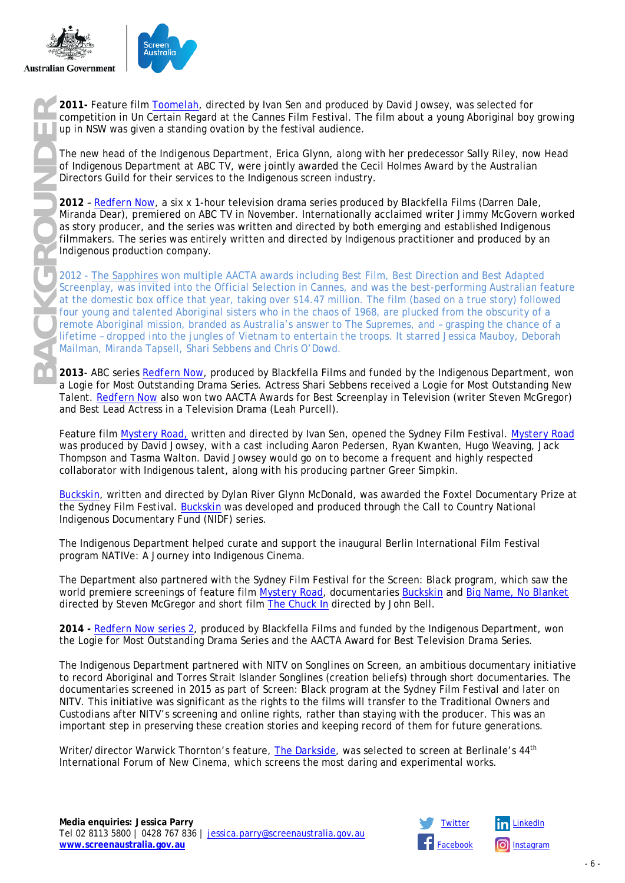**2011-** Feature film Toomelah, directed by Ivan Sen and produced by David Jowsey, was selected for competition in Un Certain Regard at the Cannes Film Festival. The film about a young Aboriginal boy growing up in NSW was given a standing ovation by the festival audience.

The new head of the Indigenous Department, Erica Glynn, along with her predecessor Sally Riley, now Head of Indigenous Department at ABC TV, were jointly awarded the Cecil Holmes Award by the Australian Directors Guild for their services to the Indigenous screen industry.

**2012** – Redfern Now, a six x 1-hour television drama series produced by Blackfella Films (Darren Dale, Miranda Dear), premiered on ABC TV in November. Internationally acclaimed writer Jimmy McGovern worked as story producer, and the series was written and directed by both emerging and established Indigenous filmmakers. The series was entirely written and directed by Indigenous practitioner and produced by an Indigenous production company.

2012 - The Sapphires won multiple AACTA awards including Best Film, Best Direction and Best Adapted Screenplay, was invited into the Official Selection in Cannes, and was the best-performing Australian feature at the domestic box office that year, taking over $14.47 million. The film (based on a true story) followed four young and talented Aboriginal sisters who in the chaos of 1968, are plucked from the obscurity of a remote Aboriginal mission, branded as Australia's answer to The Supremes, and – grasping the chance of a lifetime – dropped into the jungles of Vietnam to entertain the troops. It starred Jessica Mauboy, Deborah Mailman, Miranda Tapsell, Shari Sebbens and Chris O'Dowd.

**2013**- ABC series Redfern Now, produced by Blackfella Films and funded by the Indigenous Department, won a Logie for Most Outstanding Drama Series. Actress Shari Sebbens received a Logie for Most Outstanding New Talent. Redfern Now also won two AACTA Awards for Best Screenplay in Television (writer Steven McGregor) and Best Lead Actress in a Television Drama (Leah Purcell).

Feature film Mystery Road, written and directed by Ivan Sen, opened the Sydney Film Festival. Mystery Road was produced by David Jowsey, with a cast including Aaron Pedersen, Ryan Kwanten, Hugo Weaving, Jack Thompson and Tasma Walton. David Jowsey would go on to become a frequent and highly respected collaborator with Indigenous talent, along with his producing partner Greer Simpkin.

Buckskin, written and directed by Dylan River Glynn McDonald, was awarded the Foxtel Documentary Prize at the Sydney Film Festival. Buckskin was developed and produced through the Call to Country National Indigenous Documentary Fund (NIDF) series.

The Indigenous Department helped curate and support the inaugural Berlin International Film Festival program NATIVe: A Journey into Indigenous Cinema.

The Department also partnered with the Sydney Film Festival for the Screen: Black program, which saw the world premiere screenings of feature film Mystery Road, documentaries Buckskin and Big Name, No Blanket directed by Steven McGregor and short film The Chuck In directed by John Bell.

**2014 -** Redfern Now series 2, produced by Blackfella Films and funded by the Indigenous Department, won the Logie for Most Outstanding Drama Series and the AACTA Award for Best Television Drama Series.

The Indigenous Department partnered with NITV on Songlines on Screen, an ambitious documentary initiative to record Aboriginal and Torres Strait Islander Songlines (creation beliefs) through short documentaries. The documentaries screened in 2015 as part of Screen: Black program at the Sydney Film Festival and later on NITV. This initiative was significant as the rights to the films will transfer to the Traditional Owners and Custodians after NITV's screening and online rights, rather than staying with the producer. This was an important step in preserving these creation stories and keeping record of them for future generations.

Writer/director Warwick Thornton's feature, The Darkside, was selected to screen at Berlinale's 44th International Forum of New Cinema, which screens the most daring and experimental works.

**Media enquiries: Jessica Parry**
Tel 02 8113 5800 | 0428 767 836 | jessica.parry@screenaustralia.gov.au
**www.screenaustralia.gov.au**

Twitter | LinkedIn | Facebook | Instagram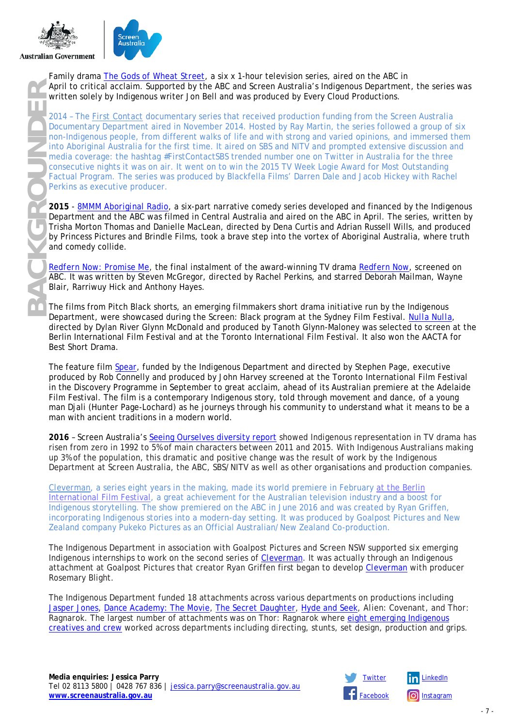Family drama The Gods of Wheat Street, a six x 1-hour television series, aired on the ABC in April to critical acclaim. Supported by the ABC and Screen Australia's Indigenous Department, the series was written solely by Indigenous writer Jon Bell and was produced by Every Cloud Productions.

2014 – The First Contact documentary series that received production funding from the Screen Australia Documentary Department aired in November 2014. Hosted by Ray Martin, the series followed a group of six non-Indigenous people, from different walks of life and with strong and varied opinions, and immersed them into Aboriginal Australia for the first time. It aired on SBS and NITV and prompted extensive discussion and media coverage: the hashtag #FirstContactSBS trended number one on Twitter in Australia for the three consecutive nights it was on air. It went on to win the 2015 TV Week Logie Award for Most Outstanding Factual Program. The series was produced by Blackfella Films' Darren Dale and Jacob Hickey with Rachel Perkins as executive producer.

**2015** - 8MMM Aboriginal Radio, a six-part narrative comedy series developed and financed by the Indigenous Department and the ABC was filmed in Central Australia and aired on the ABC in April. The series, written by Trisha Morton Thomas and Danielle MacLean, directed by Dena Curtis and Adrian Russell Wills, and produced by Princess Pictures and Brindle Films, took a brave step into the vortex of Aboriginal Australia, where truth and comedy collide.

Redfern Now: Promise Me, the final instalment of the award-winning TV drama Redfern Now, screened on ABC. It was written by Steven McGregor, directed by Rachel Perkins, and starred Deborah Mailman, Wayne Blair, Rarriwuy Hick and Anthony Hayes.

The films from Pitch Black shorts, an emerging filmmakers short drama initiative run by the Indigenous Department, were showcased during the Screen: Black program at the Sydney Film Festival. Nulla Nulla, directed by Dylan River Glynn McDonald and produced by Tanoth Glynn-Maloney was selected to screen at the Berlin International Film Festival and at the Toronto International Film Festival. It also won the AACTA for Best Short Drama.

The feature film Spear, funded by the Indigenous Department and directed by Stephen Page, executive produced by Rob Connelly and produced by John Harvey screened at the Toronto International Film Festival in the Discovery Programme in September to great acclaim, ahead of its Australian premiere at the Adelaide Film Festival. The film is a contemporary Indigenous story, told through movement and dance, of a young man Djali (Hunter Page-Lochard) as he journeys through his community to understand what it means to be a man with ancient traditions in a modern world.

**2016** – Screen Australia's Seeing Ourselves diversity report showed Indigenous representation in TV drama has risen from zero in 1992 to 5% of main characters between 2011 and 2015. With Indigenous Australians making up 3% of the population, this dramatic and positive change was the result of work by the Indigenous Department at Screen Australia, the ABC, SBS/NITV as well as other organisations and production companies.

Cleverman, a series eight years in the making, made its world premiere in February at the Berlin International Film Festival, a great achievement for the Australian television industry and a boost for Indigenous storytelling. The show premiered on the ABC in June 2016 and was created by Ryan Griffen, incorporating Indigenous stories into a modern-day setting. It was produced by Goalpost Pictures and New Zealand company Pukeko Pictures as an Official Australian/New Zealand Co-production.

The Indigenous Department in association with Goalpost Pictures and Screen NSW supported six emerging Indigenous internships to work on the second series of Cleverman. It was actually through an Indigenous attachment at Goalpost Pictures that creator Ryan Griffen first began to develop Cleverman with producer Rosemary Blight.

The Indigenous Department funded 18 attachments across various departments on productions including Jasper Jones, Dance Academy: The Movie, The Secret Daughter, Hyde and Seek, Alien: Covenant, and Thor: Ragnarok. The largest number of attachments was on Thor: Ragnarok where eight emerging Indigenous creatives and crew worked across departments including directing, stunts, set design, production and grips.

**Media enquiries: Jessica Parry**
Tel 02 8113 5800 | 0428 767 836 | jessica.parry@screenaustralia.gov.au
**www.screenaustralia.gov.au**

Twitter | LinkedIn | Facebook | Instagram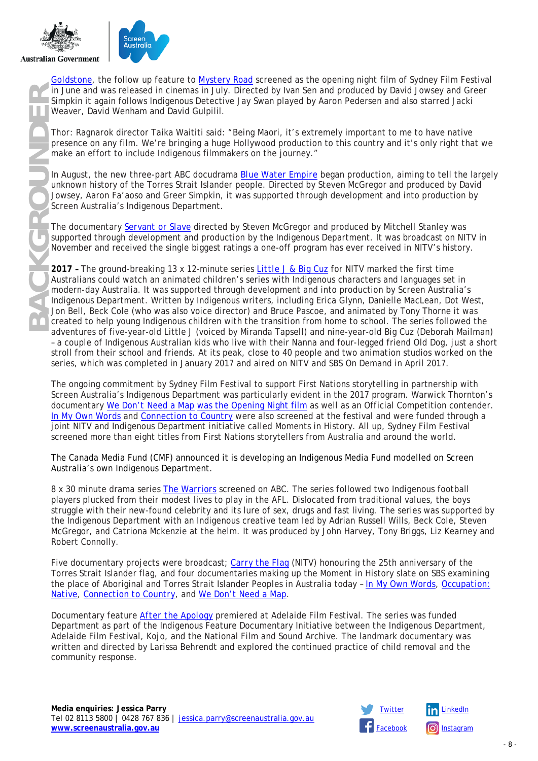Goldstone, the follow up feature to Mystery Road screened as the opening night film of Sydney Film Festival in June and was released in cinemas in July. Directed by Ivan Sen and produced by David Jowsey and Greer Simpkin it again follows Indigenous Detective Jay Swan played by Aaron Pedersen and also starred Jacki Weaver, David Wenham and David Gulpilil.

Thor: Ragnarok director Taika Waititi said: "Being Maori, it's extremely important to me to have native presence on any film. We're bringing a huge Hollywood production to this country and it's only right that we make an effort to include Indigenous filmmakers on the journey."

In August, the new three-part ABC docudrama Blue Water Empire began production, aiming to tell the largely unknown history of the Torres Strait Islander people. Directed by Steven McGregor and produced by David Jowsey, Aaron Fa'aoso and Greer Simpkin, it was supported through development and into production by Screen Australia's Indigenous Department.

The documentary Servant or Slave directed by Steven McGregor and produced by Mitchell Stanley was supported through development and production by the Indigenous Department. It was broadcast on NITV in November and received the single biggest ratings a one-off program has ever received in NITV's history.

**2017 –** The ground-breaking 13 x 12-minute series Little J & Big Cuz for NITV marked the first time Australians could watch an animated children's series with Indigenous characters and languages set in modern-day Australia. It was supported through development and into production by Screen Australia's Indigenous Department. Written by Indigenous writers, including Erica Glynn, Danielle MacLean, Dot West, Jon Bell, Beck Cole (who was also voice director) and Bruce Pascoe, and animated by Tony Thorne it was created to help young Indigenous children with the transition from home to school. The series followed the adventures of five-year-old Little J (voiced by Miranda Tapsell) and nine-year-old Big Cuz (Deborah Mailman) – a couple of Indigenous Australian kids who live with their Nanna and four-legged friend Old Dog, just a short stroll from their school and friends. At its peak, close to 40 people and two animation studios worked on the series, which was completed in January 2017 and aired on NITV and SBS On Demand in April 2017.

The ongoing commitment by Sydney Film Festival to support First Nations storytelling in partnership with Screen Australia's Indigenous Department was particularly evident in the 2017 program. Warwick Thornton's documentary We Don't Need a Map was the Opening Night film as well as an Official Competition contender. In My Own Words and Connection to Country were also screened at the festival and were funded through a joint NITV and Indigenous Department initiative called Moments in History. All up, Sydney Film Festival screened more than eight titles from First Nations storytellers from Australia and around the world.

The Canada Media Fund (CMF) announced it is developing an Indigenous Media Fund modelled on Screen Australia's own Indigenous Department.

8 x 30 minute drama series The Warriors screened on ABC. The series followed two Indigenous football players plucked from their modest lives to play in the AFL. Dislocated from traditional values, the boys struggle with their new-found celebrity and its lure of sex, drugs and fast living. The series was supported by the Indigenous Department with an Indigenous creative team led by Adrian Russell Wills, Beck Cole, Steven McGregor, and Catriona Mckenzie at the helm. It was produced by John Harvey, Tony Briggs, Liz Kearney and Robert Connolly.

Five documentary projects were broadcast; Carry the Flag (NITV) honouring the 25th anniversary of the Torres Strait Islander flag, and four documentaries making up the Moment in History slate on SBS examining the place of Aboriginal and Torres Strait Islander Peoples in Australia today – In My Own Words, Occupation: Native, Connection to Country, and We Don't Need a Map.

Documentary feature After the Apology premiered at Adelaide Film Festival. The series was funded Department as part of the Indigenous Feature Documentary Initiative between the Indigenous Department, Adelaide Film Festival, Kojo, and the National Film and Sound Archive. The landmark documentary was written and directed by Larissa Behrendt and explored the continued practice of child removal and the community response.

**Media enquiries: Jessica Parry**
Tel 02 8113 5800 | 0428 767 836 | jessica.parry@screenaustralia.gov.au
**www.screenaustralia.gov.au**

Twitter | LinkedIn | Facebook | Instagram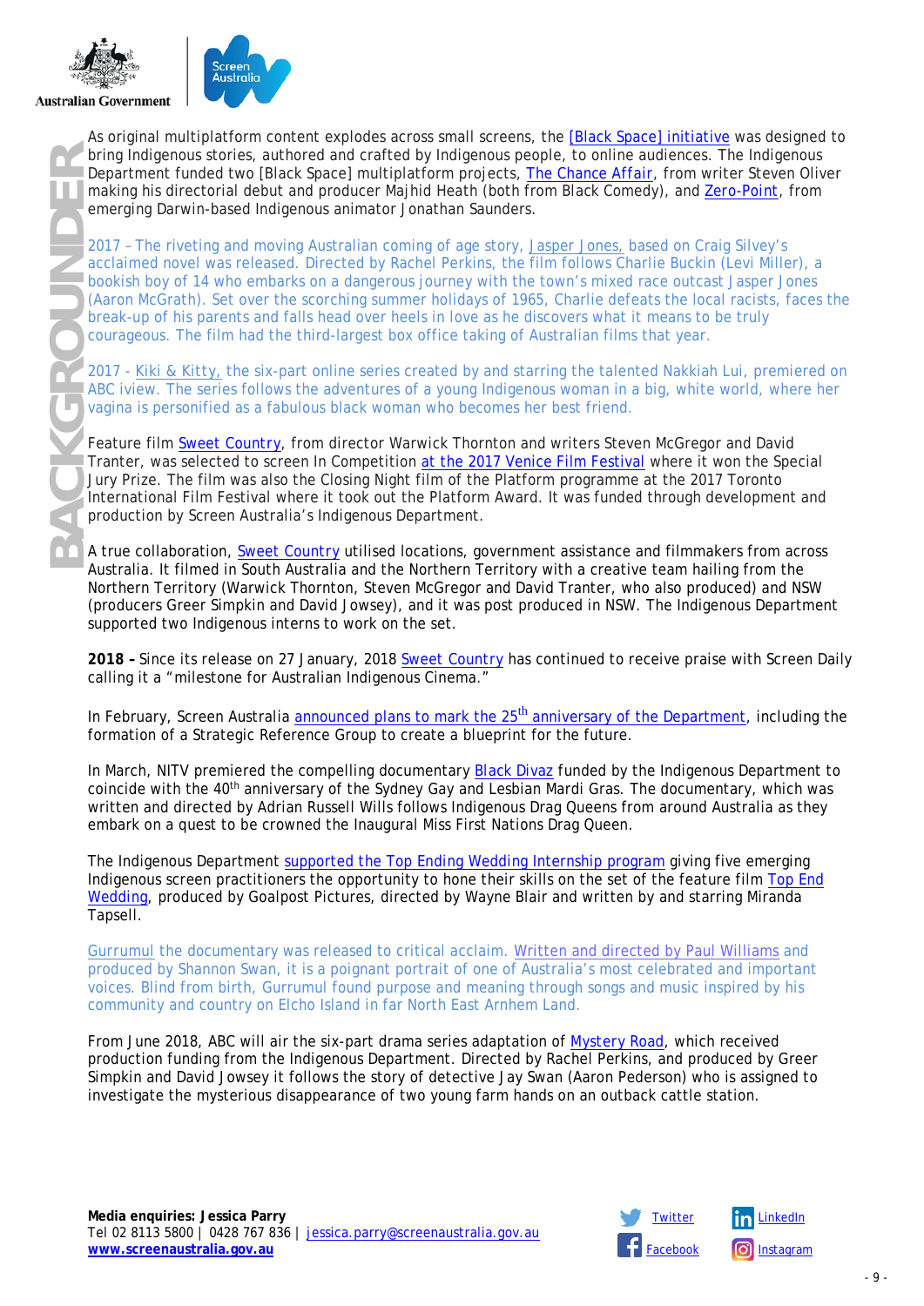As original multiplatform content explodes across small screens, the [Black Space] initiative was designed to bring Indigenous stories, authored and crafted by Indigenous people, to online audiences. The Indigenous Department funded two [Black Space] multiplatform projects, The Chance Affair, from writer Steven Oliver making his directorial debut and producer Majhid Heath (both from Black Comedy), and Zero-Point, from emerging Darwin-based Indigenous animator Jonathan Saunders.

2017 – The riveting and moving Australian coming of age story, Jasper Jones, based on Craig Silvey's acclaimed novel was released. Directed by Rachel Perkins, the film follows Charlie Buckin (Levi Miller), a bookish boy of 14 who embarks on a dangerous journey with the town's mixed race outcast Jasper Jones (Aaron McGrath). Set over the scorching summer holidays of 1965, Charlie defeats the local racists, faces the break-up of his parents and falls head over heels in love as he discovers what it means to be truly courageous. The film had the third-largest box office taking of Australian films that year.

2017 - Kiki & Kitty, the six-part online series created by and starring the talented Nakkiah Lui, premiered on ABC iview. The series follows the adventures of a young Indigenous woman in a big, white world, where her vagina is personified as a fabulous black woman who becomes her best friend.

Feature film Sweet Country, from director Warwick Thornton and writers Steven McGregor and David Tranter, was selected to screen In Competition at the 2017 Venice Film Festival where it won the Special Jury Prize. The film was also the Closing Night film of the Platform programme at the 2017 Toronto International Film Festival where it took out the Platform Award. It was funded through development and production by Screen Australia's Indigenous Department.

A true collaboration, Sweet Country utilised locations, government assistance and filmmakers from across Australia. It filmed in South Australia and the Northern Territory with a creative team hailing from the Northern Territory (Warwick Thornton, Steven McGregor and David Tranter, who also produced) and NSW (producers Greer Simpkin and David Jowsey), and it was post produced in NSW. The Indigenous Department supported two Indigenous interns to work on the set.

**2018 –** Since its release on 27 January, 2018 Sweet Country has continued to receive praise with Screen Daily calling it a "milestone for Australian Indigenous Cinema."

In February, Screen Australia announced plans to mark the 25th anniversary of the Department, including the formation of a Strategic Reference Group to create a blueprint for the future.

In March, NITV premiered the compelling documentary Black Divaz funded by the Indigenous Department to coincide with the 40th anniversary of the Sydney Gay and Lesbian Mardi Gras. The documentary, which was written and directed by Adrian Russell Wills follows Indigenous Drag Queens from around Australia as they embark on a quest to be crowned the Inaugural Miss First Nations Drag Queen.

The Indigenous Department supported the Top Ending Wedding Internship program giving five emerging Indigenous screen practitioners the opportunity to hone their skills on the set of the feature film Top End Wedding, produced by Goalpost Pictures, directed by Wayne Blair and written by and starring Miranda Tapsell.

Gurrumul the documentary was released to critical acclaim. Written and directed by Paul Williams and produced by Shannon Swan, it is a poignant portrait of one of Australia's most celebrated and important voices. Blind from birth, Gurrumul found purpose and meaning through songs and music inspired by his community and country on Elcho Island in far North East Arnhem Land.

From June 2018, ABC will air the six-part drama series adaptation of Mystery Road, which received production funding from the Indigenous Department. Directed by Rachel Perkins, and produced by Greer Simpkin and David Jowsey it follows the story of detective Jay Swan (Aaron Pederson) who is assigned to investigate the mysterious disappearance of two young farm hands on an outback cattle station.

**Media enquiries: Jessica Parry**
Tel 02 8113 5800 | 0428 767 836 | jessica.parry@screenaustralia.gov.au
**www.screenaustralia.gov.au**

Twitter | LinkedIn | Facebook | Instagram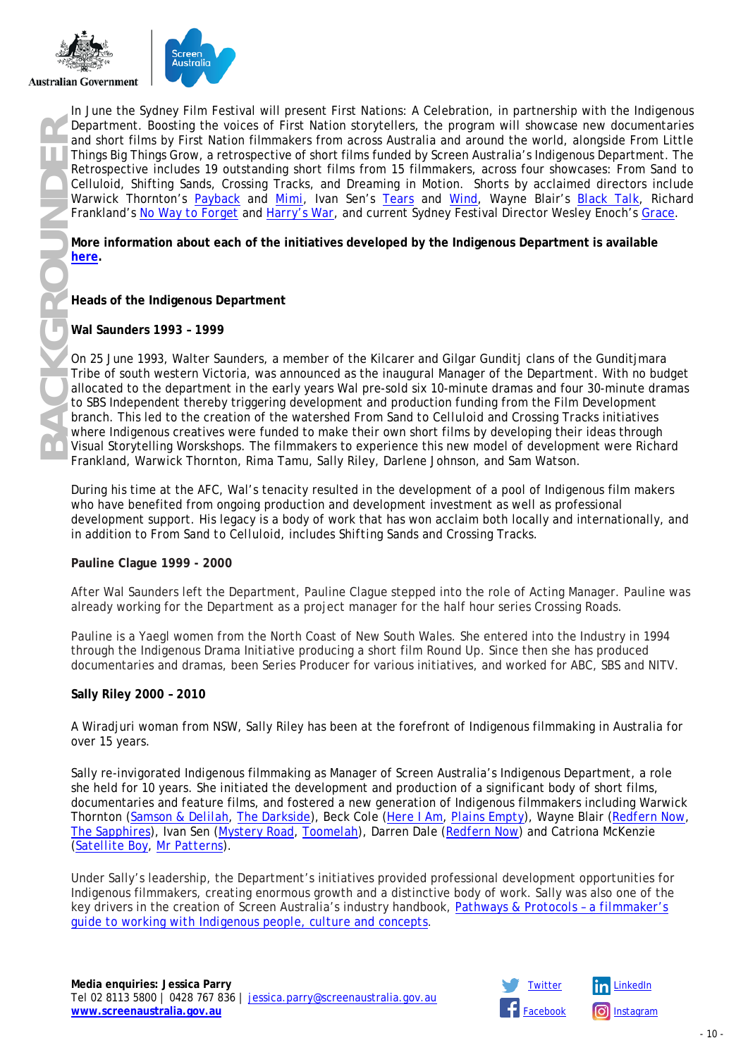In June the Sydney Film Festival will present First Nations: A Celebration, in partnership with the Indigenous Department. Boosting the voices of First Nation storytellers, the program will showcase new documentaries and short films by First Nation filmmakers from across Australia and around the world, alongside From Little Things Big Things Grow, a retrospective of short films funded by Screen Australia's Indigenous Department. The Retrospective includes 19 outstanding short films from 15 filmmakers, across four showcases: From Sand to Celluloid, Shifting Sands, Crossing Tracks, and Dreaming in Motion. Shorts by acclaimed directors include Warwick Thornton's Payback and Mimi, Ivan Sen's Tears and Wind, Wayne Blair's Black Talk, Richard Frankland's No Way to Forget and Harry's War, and current Sydney Festival Director Wesley Enoch's Grace.

**More information about each of the initiatives developed by the Indigenous Department is available here.**

**Heads of the Indigenous Department**

**Wal Saunders 1993 – 1999**

On 25 June 1993, Walter Saunders, a member of the Kilcarer and Gilgar Gunditj clans of the Gunditjmara Tribe of south western Victoria, was announced as the inaugural Manager of the Department. With no budget allocated to the department in the early years Wal pre-sold six 10-minute dramas and four 30-minute dramas to SBS Independent thereby triggering development and production funding from the Film Development branch. This led to the creation of the watershed From Sand to Celluloid and Crossing Tracks initiatives where Indigenous creatives were funded to make their own short films by developing their ideas through Visual Storytelling Worskshops. The filmmakers to experience this new model of development were Richard Frankland, Warwick Thornton, Rima Tamu, Sally Riley, Darlene Johnson, and Sam Watson.

During his time at the AFC, Wal's tenacity resulted in the development of a pool of Indigenous film makers who have benefited from ongoing production and development investment as well as professional development support. His legacy is a body of work that has won acclaim both locally and internationally, and in addition to From Sand to Celluloid, includes Shifting Sands and Crossing Tracks.

**Pauline Clague 1999 - 2000**

After Wal Saunders left the Department, Pauline Clague stepped into the role of Acting Manager. Pauline was already working for the Department as a project manager for the half hour series Crossing Roads.

Pauline is a Yaegl women from the North Coast of New South Wales. She entered into the Industry in 1994 through the Indigenous Drama Initiative producing a short film Round Up. Since then she has produced documentaries and dramas, been Series Producer for various initiatives, and worked for ABC, SBS and NITV.

**Sally Riley 2000 – 2010**

A Wiradjuri woman from NSW, Sally Riley has been at the forefront of Indigenous filmmaking in Australia for over 15 years.

Sally re-invigorated Indigenous filmmaking as Manager of Screen Australia's Indigenous Department, a role she held for 10 years. She initiated the development and production of a significant body of short films, documentaries and feature films, and fostered a new generation of Indigenous filmmakers including Warwick Thornton (Samson & Delilah, The Darkside), Beck Cole (Here I Am, Plains Empty), Wayne Blair (Redfern Now, The Sapphires), Ivan Sen (Mystery Road, Toomelah), Darren Dale (Redfern Now) and Catriona McKenzie (Satellite Boy, Mr Patterns).

Under Sally's leadership, the Department's initiatives provided professional development opportunities for Indigenous filmmakers, creating enormous growth and a distinctive body of work. Sally was also one of the key drivers in the creation of Screen Australia's industry handbook, Pathways & Protocols – a filmmaker's guide to working with Indigenous people, culture and concepts.

**Media enquiries: Jessica Parry**
Tel 02 8113 5800 | 0428 767 836 | jessica.parry@screenaustralia.gov.au
**www.screenaustralia.gov.au**

Twitter LinkedIn Facebook Instagram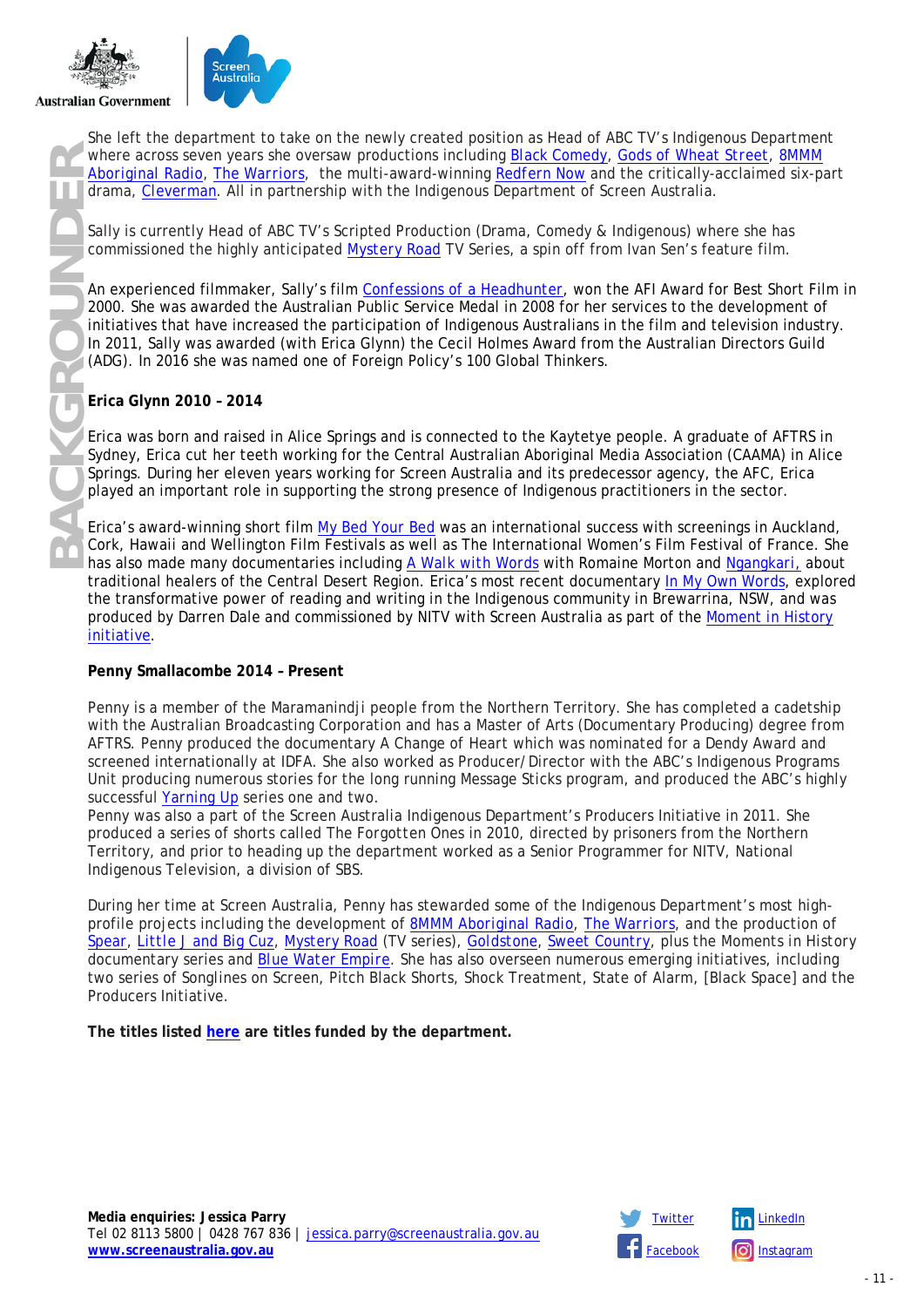She left the department to take on the newly created position as Head of ABC TV's Indigenous Department where across seven years she oversaw productions including Black Comedy, Gods of Wheat Street, 8MMM Aboriginal Radio, The Warriors, the multi-award-winning Redfern Now and the critically-acclaimed six-part drama, Cleverman. All in partnership with the Indigenous Department of Screen Australia.

Sally is currently Head of ABC TV's Scripted Production (Drama, Comedy & Indigenous) where she has commissioned the highly anticipated Mystery Road TV Series, a spin off from Ivan Sen's feature film.

An experienced filmmaker, Sally's film Confessions of a Headhunter, won the AFI Award for Best Short Film in 2000. She was awarded the Australian Public Service Medal in 2008 for her services to the development of initiatives that have increased the participation of Indigenous Australians in the film and television industry. In 2011, Sally was awarded (with Erica Glynn) the Cecil Holmes Award from the Australian Directors Guild (ADG). In 2016 she was named one of Foreign Policy's 100 Global Thinkers.

**Erica Glynn 2010 – 2014**

Erica was born and raised in Alice Springs and is connected to the Kaytetye people. A graduate of AFTRS in Sydney, Erica cut her teeth working for the Central Australian Aboriginal Media Association (CAAMA) in Alice Springs. During her eleven years working for Screen Australia and its predecessor agency, the AFC, Erica played an important role in supporting the strong presence of Indigenous practitioners in the sector.

Erica's award-winning short film My Bed Your Bed was an international success with screenings in Auckland, Cork, Hawaii and Wellington Film Festivals as well as The International Women's Film Festival of France. She has also made many documentaries including A Walk with Words with Romaine Morton and Ngangkari, about traditional healers of the Central Desert Region. Erica's most recent documentary In My Own Words, explored the transformative power of reading and writing in the Indigenous community in Brewarrina, NSW, and was produced by Darren Dale and commissioned by NITV with Screen Australia as part of the Moment in History initiative.

**Penny Smallacombe 2014 – Present**

Penny is a member of the Maramanindji people from the Northern Territory. She has completed a cadetship with the Australian Broadcasting Corporation and has a Master of Arts (Documentary Producing) degree from AFTRS. Penny produced the documentary A Change of Heart which was nominated for a Dendy Award and screened internationally at IDFA. She also worked as Producer/Director with the ABC's Indigenous Programs Unit producing numerous stories for the long running Message Sticks program, and produced the ABC's highly successful Yarning Up series one and two.
Penny was also a part of the Screen Australia Indigenous Department's Producers Initiative in 2011. She produced a series of shorts called The Forgotten Ones in 2010, directed by prisoners from the Northern Territory, and prior to heading up the department worked as a Senior Programmer for NITV, National Indigenous Television, a division of SBS.

During her time at Screen Australia, Penny has stewarded some of the Indigenous Department's most high-profile projects including the development of 8MMM Aboriginal Radio, The Warriors, and the production of Spear, Little J and Big Cuz, Mystery Road (TV series), Goldstone, Sweet Country, plus the Moments in History documentary series and Blue Water Empire. She has also overseen numerous emerging initiatives, including two series of Songlines on Screen, Pitch Black Shorts, Shock Treatment, State of Alarm, [Black Space] and the Producers Initiative.

**The titles listed here are titles funded by the department.**

**Media enquiries: Jessica Parry**
Tel 02 8113 5800 | 0428 767 836 | jessica.parry@screenaustralia.gov.au
**www.screenaustralia.gov.au**

Twitter LinkedIn Facebook Instagram